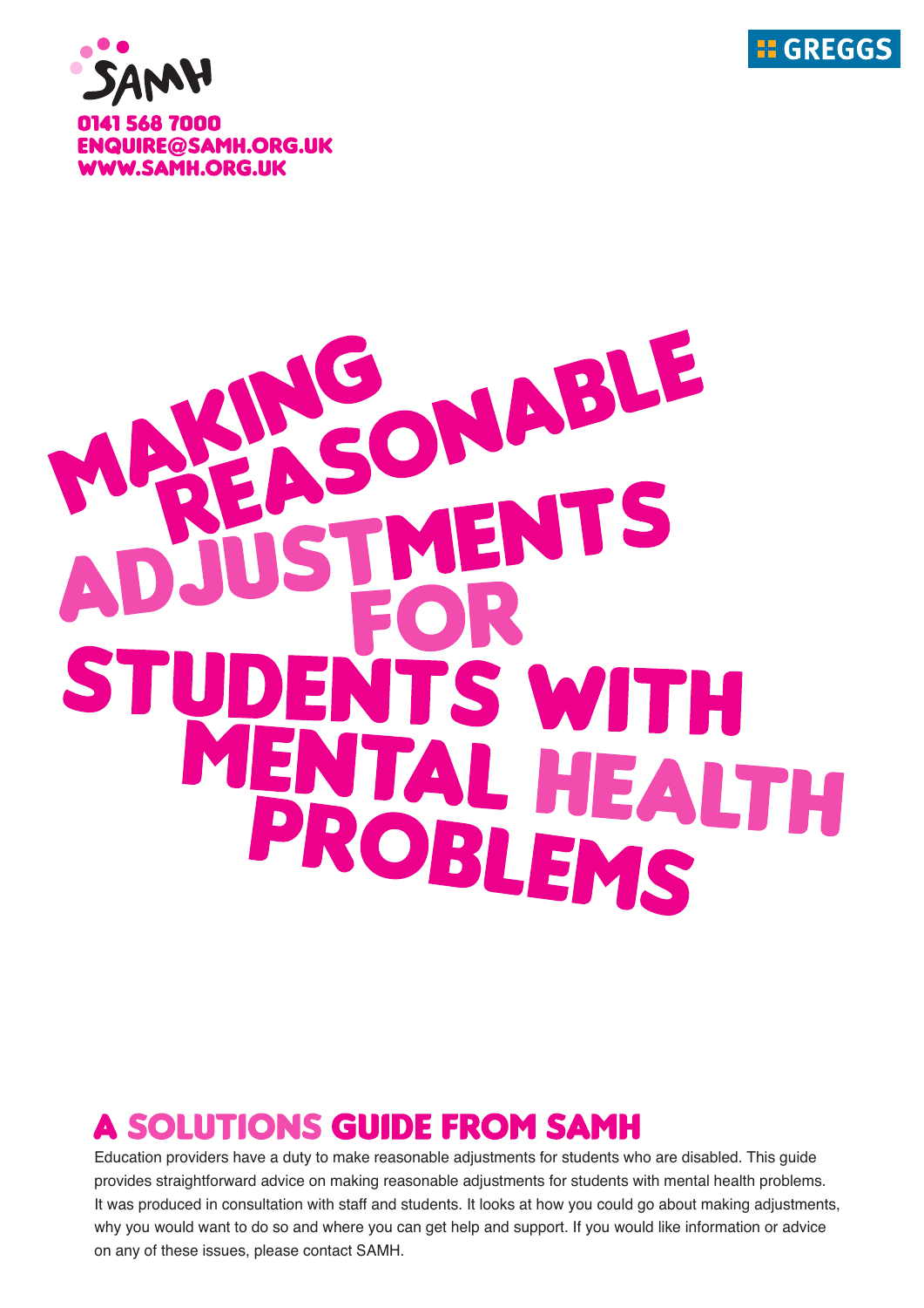SAMH

0141 568 7000
ENQUIRE@SAMH.ORG.UK
WWW.SAMH.ORG.UK

GREGGS

# MAKING REASONABLE ADJUSTMENTS FOR STUDENTS WITH MENTAL HEALTH PROBLEMS

## A SOLUTIONS GUIDE FROM SAMH

Education providers have a duty to make reasonable adjustments for students who are disabled. This guide provides straightforward advice on making reasonable adjustments for students with mental health problems. It was produced in consultation with staff and students. It looks at how you could go about making adjustments, why you would want to do so and where you can get help and support. If you would like information or advice on any of these issues, please contact SAMH.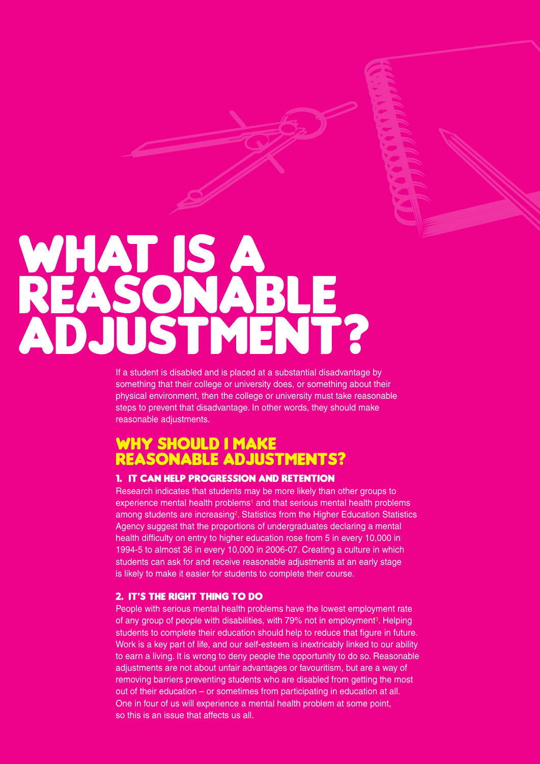# WHAT IS A REASONABLE ADJUSTMENT?

If a student is disabled and is placed at a substantial disadvantage by something that their college or university does, or something about their physical environment, then the college or university must take reasonable steps to prevent that disadvantage. In other words, they should make reasonable adjustments.

## WHY SHOULD I MAKE REASONABLE ADJUSTMENTS?

### 1. IT CAN HELP PROGRESSION AND RETENTION

Research indicates that students may be more likely than other groups to experience mental health problems[1] and that serious mental health problems among students are increasing[2]. Statistics from the Higher Education Statistics Agency suggest that the proportions of undergraduates declaring a mental health difficulty on entry to higher education rose from 5 in every 10,000 in 1994-5 to almost 36 in every 10,000 in 2006-07. Creating a culture in which students can ask for and receive reasonable adjustments at an early stage is likely to make it easier for students to complete their course.

### 2. IT'S THE RIGHT THING TO DO

People with serious mental health problems have the lowest employment rate of any group of people with disabilities, with 79% not in employment[3]. Helping students to complete their education should help to reduce that figure in future. Work is a key part of life, and our self-esteem is inextricably linked to our ability to earn a living. It is wrong to deny people the opportunity to do so. Reasonable adjustments are not about unfair advantages or favouritism, but are a way of removing barriers preventing students who are disabled from getting the most out of their education – or sometimes from participating in education at all. One in four of us will experience a mental health problem at some point, so this is an issue that affects us all.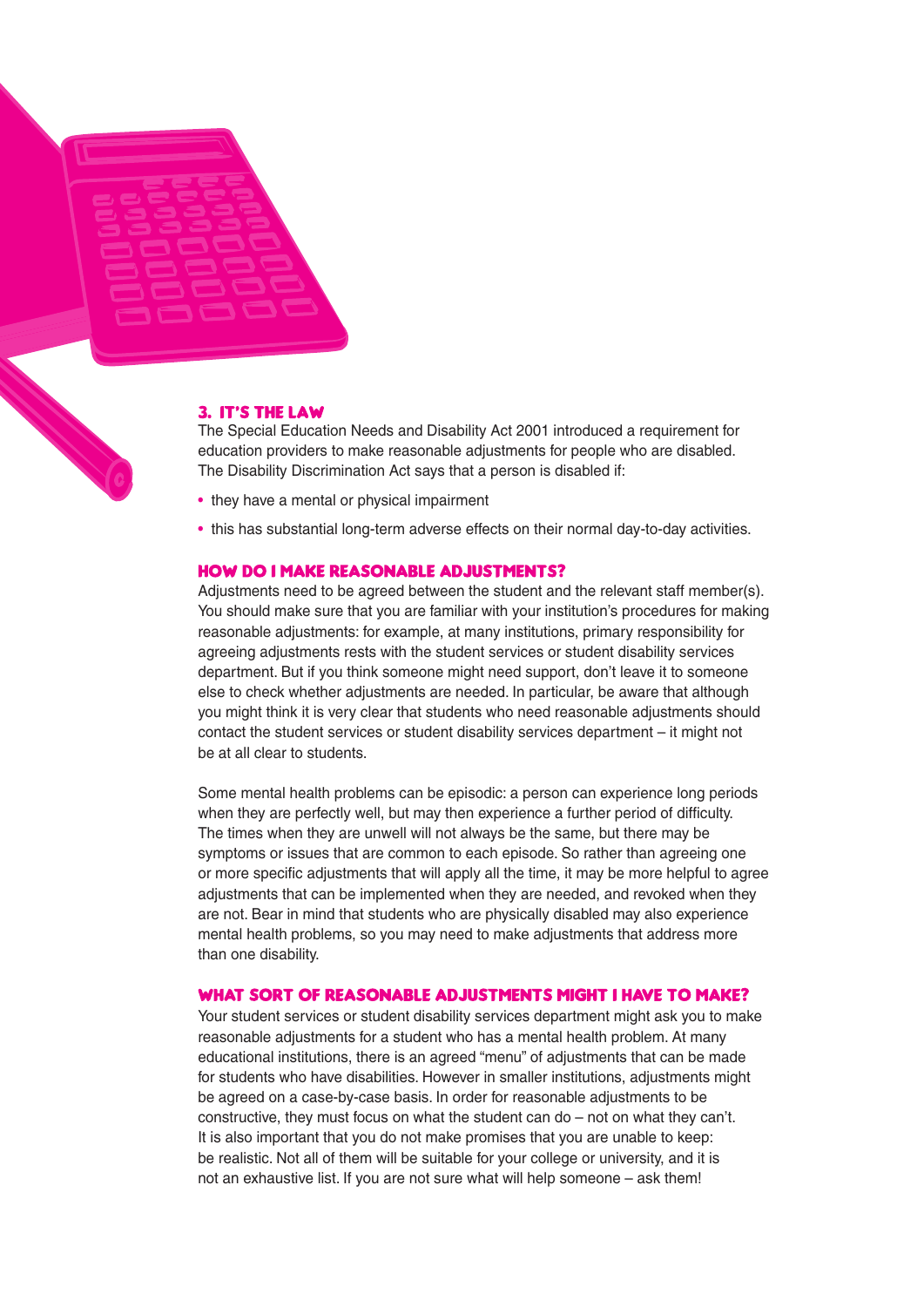## 3. IT'S THE LAW

The Special Education Needs and Disability Act 2001 introduced a requirement for education providers to make reasonable adjustments for people who are disabled. The Disability Discrimination Act says that a person is disabled if:

- they have a mental or physical impairment
- this has substantial long-term adverse effects on their normal day-to-day activities.

### HOW DO I MAKE REASONABLE ADJUSTMENTS?

Adjustments need to be agreed between the student and the relevant staff member(s). You should make sure that you are familiar with your institution's procedures for making reasonable adjustments: for example, at many institutions, primary responsibility for agreeing adjustments rests with the student services or student disability services department. But if you think someone might need support, don't leave it to someone else to check whether adjustments are needed. In particular, be aware that although you might think it is very clear that students who need reasonable adjustments should contact the student services or student disability services department – it might not be at all clear to students.

Some mental health problems can be episodic: a person can experience long periods when they are perfectly well, but may then experience a further period of difficulty. The times when they are unwell will not always be the same, but there may be symptoms or issues that are common to each episode. So rather than agreeing one or more specific adjustments that will apply all the time, it may be more helpful to agree adjustments that can be implemented when they are needed, and revoked when they are not. Bear in mind that students who are physically disabled may also experience mental health problems, so you may need to make adjustments that address more than one disability.

### WHAT SORT OF REASONABLE ADJUSTMENTS MIGHT I HAVE TO MAKE?

Your student services or student disability services department might ask you to make reasonable adjustments for a student who has a mental health problem. At many educational institutions, there is an agreed "menu" of adjustments that can be made for students who have disabilities. However in smaller institutions, adjustments might be agreed on a case-by-case basis. In order for reasonable adjustments to be constructive, they must focus on what the student can do – not on what they can't. It is also important that you do not make promises that you are unable to keep: be realistic. Not all of them will be suitable for your college or university, and it is not an exhaustive list. If you are not sure what will help someone – ask them!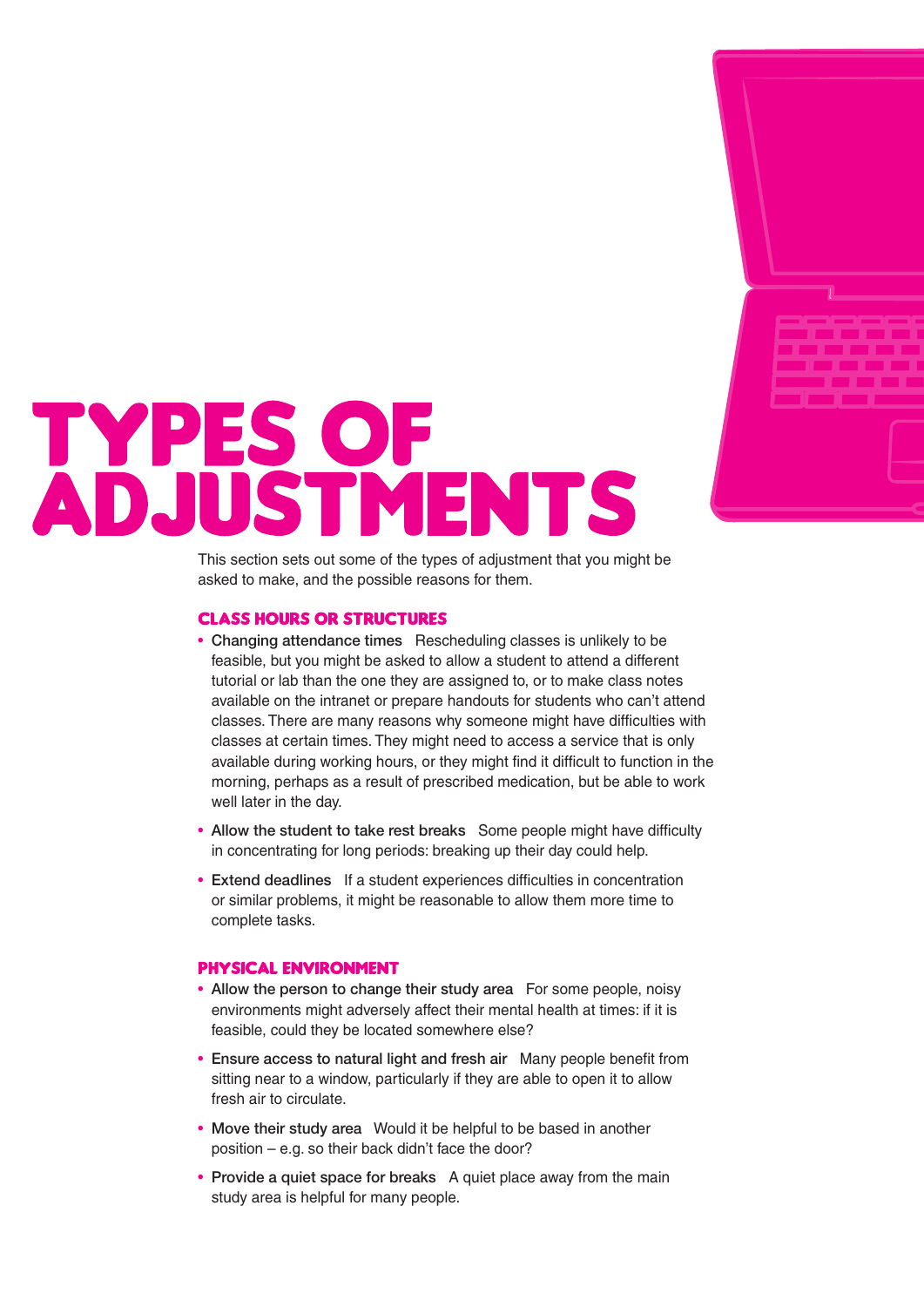# TYPES OF ADJUSTMENTS

This section sets out some of the types of adjustment that you might be asked to make, and the possible reasons for them.

## CLASS HOURS OR STRUCTURES

- **Changing attendance times** Rescheduling classes is unlikely to be feasible, but you might be asked to allow a student to attend a different tutorial or lab than the one they are assigned to, or to make class notes available on the intranet or prepare handouts for students who can't attend classes. There are many reasons why someone might have difficulties with classes at certain times. They might need to access a service that is only available during working hours, or they might find it difficult to function in the morning, perhaps as a result of prescribed medication, but be able to work well later in the day.
- **Allow the student to take rest breaks** Some people might have difficulty in concentrating for long periods: breaking up their day could help.
- **Extend deadlines** If a student experiences difficulties in concentration or similar problems, it might be reasonable to allow them more time to complete tasks.

## PHYSICAL ENVIRONMENT

- **Allow the person to change their study area** For some people, noisy environments might adversely affect their mental health at times: if it is feasible, could they be located somewhere else?
- **Ensure access to natural light and fresh air** Many people benefit from sitting near to a window, particularly if they are able to open it to allow fresh air to circulate.
- **Move their study area** Would it be helpful to be based in another position – e.g. so their back didn't face the door?
- **Provide a quiet space for breaks** A quiet place away from the main study area is helpful for many people.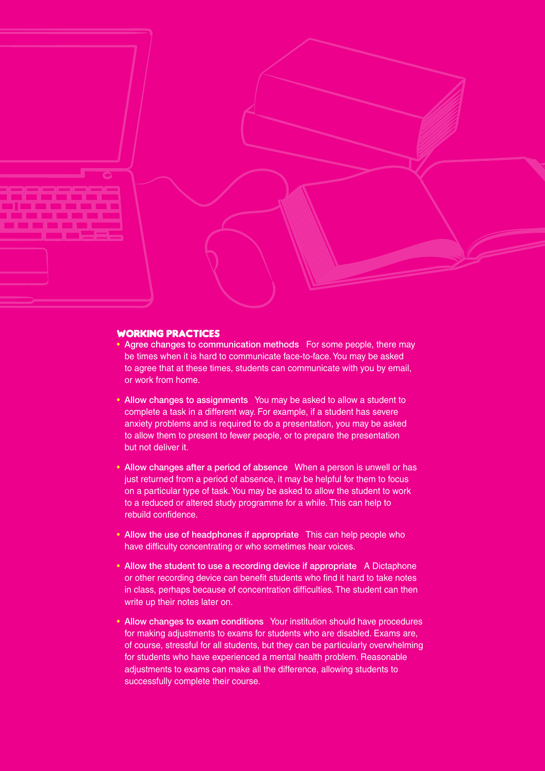## WORKING PRACTICES

- **Agree changes to communication methods** For some people, there may be times when it is hard to communicate face-to-face. You may be asked to agree that at these times, students can communicate with you by email, or work from home.
- **Allow changes to assignments** You may be asked to allow a student to complete a task in a different way. For example, if a student has severe anxiety problems and is required to do a presentation, you may be asked to allow them to present to fewer people, or to prepare the presentation but not deliver it.
- **Allow changes after a period of absence** When a person is unwell or has just returned from a period of absence, it may be helpful for them to focus on a particular type of task. You may be asked to allow the student to work to a reduced or altered study programme for a while. This can help to rebuild confidence.
- **Allow the use of headphones if appropriate** This can help people who have difficulty concentrating or who sometimes hear voices.
- **Allow the student to use a recording device if appropriate** A Dictaphone or other recording device can benefit students who find it hard to take notes in class, perhaps because of concentration difficulties. The student can then write up their notes later on.
- **Allow changes to exam conditions** Your institution should have procedures for making adjustments to exams for students who are disabled. Exams are, of course, stressful for all students, but they can be particularly overwhelming for students who have experienced a mental health problem. Reasonable adjustments to exams can make all the difference, allowing students to successfully complete their course.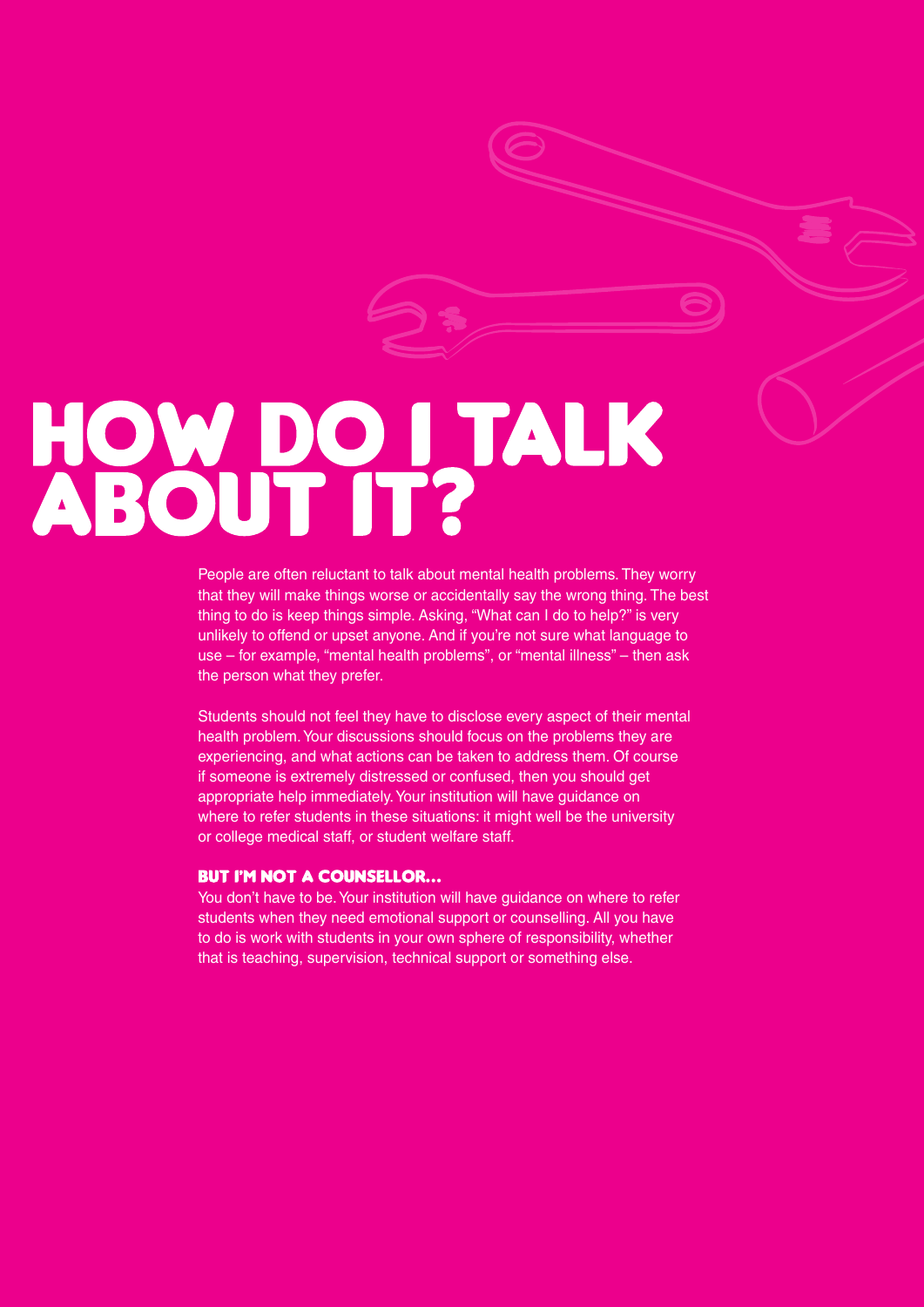# HOW DO I TALK ABOUT IT?

People are often reluctant to talk about mental health problems. They worry that they will make things worse or accidentally say the wrong thing. The best thing to do is keep things simple. Asking, "What can I do to help?" is very unlikely to offend or upset anyone. And if you're not sure what language to use – for example, "mental health problems", or "mental illness" – then ask the person what they prefer.

Students should not feel they have to disclose every aspect of their mental health problem. Your discussions should focus on the problems they are experiencing, and what actions can be taken to address them. Of course if someone is extremely distressed or confused, then you should get appropriate help immediately. Your institution will have guidance on where to refer students in these situations: it might well be the university or college medical staff, or student welfare staff.

### BUT I'M NOT A COUNSELLOR...

You don't have to be. Your institution will have guidance on where to refer students when they need emotional support or counselling. All you have to do is work with students in your own sphere of responsibility, whether that is teaching, supervision, technical support or something else.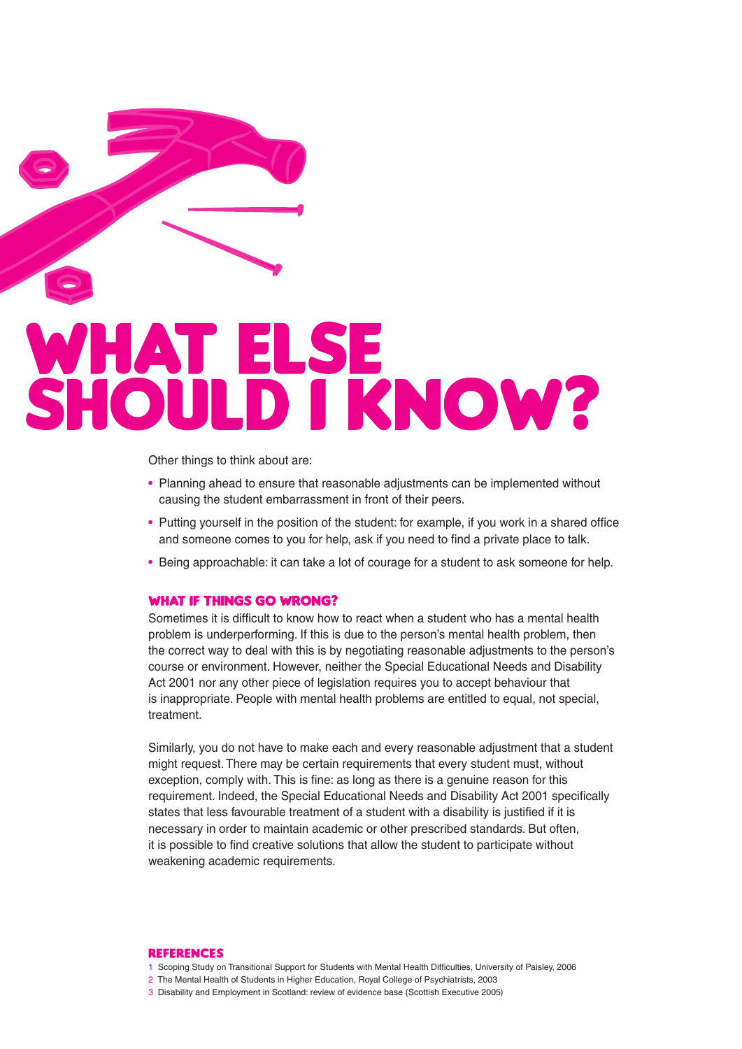# WHAT ELSE SHOULD I KNOW?

Other things to think about are:

- Planning ahead to ensure that reasonable adjustments can be implemented without causing the student embarrassment in front of their peers.
- Putting yourself in the position of the student: for example, if you work in a shared office and someone comes to you for help, ask if you need to find a private place to talk.
- Being approachable: it can take a lot of courage for a student to ask someone for help.

## WHAT IF THINGS GO WRONG?

Sometimes it is difficult to know how to react when a student who has a mental health problem is underperforming. If this is due to the person's mental health problem, then the correct way to deal with this is by negotiating reasonable adjustments to the person's course or environment. However, neither the Special Educational Needs and Disability Act 2001 nor any other piece of legislation requires you to accept behaviour that is inappropriate. People with mental health problems are entitled to equal, not special, treatment.

Similarly, you do not have to make each and every reasonable adjustment that a student might request. There may be certain requirements that every student must, without exception, comply with. This is fine: as long as there is a genuine reason for this requirement. Indeed, the Special Educational Needs and Disability Act 2001 specifically states that less favourable treatment of a student with a disability is justified if it is necessary in order to maintain academic or other prescribed standards. But often, it is possible to find creative solutions that allow the student to participate without weakening academic requirements.

## REFERENCES

1. Scoping Study on Transitional Support for Students with Mental Health Difficulties, University of Paisley, 2006
2. The Mental Health of Students in Higher Education, Royal College of Psychiatrists, 2003
3. Disability and Employment in Scotland: review of evidence base (Scottish Executive 2005)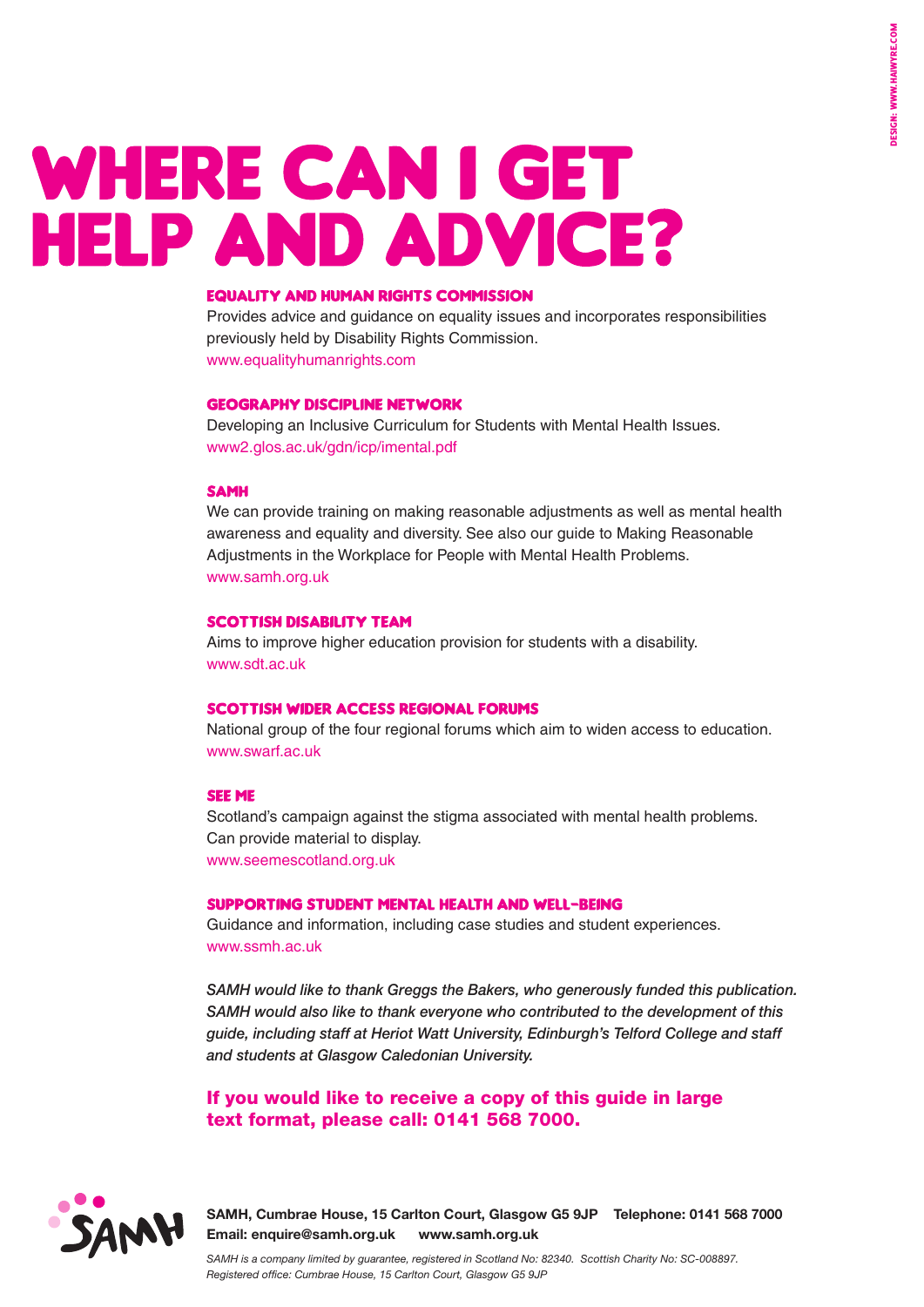# WHERE CAN I GET HELP AND ADVICE?

### EQUALITY AND HUMAN RIGHTS COMMISSION

Provides advice and guidance on equality issues and incorporates responsibilities previously held by Disability Rights Commission.
www.equalityhumanrights.com

### GEOGRAPHY DISCIPLINE NETWORK

Developing an Inclusive Curriculum for Students with Mental Health Issues.
www2.glos.ac.uk/gdn/icp/imental.pdf

### SAMH

We can provide training on making reasonable adjustments as well as mental health awareness and equality and diversity. See also our guide to Making Reasonable Adjustments in the Workplace for People with Mental Health Problems.
www.samh.org.uk

### SCOTTISH DISABILITY TEAM

Aims to improve higher education provision for students with a disability.
www.sdt.ac.uk

### SCOTTISH WIDER ACCESS REGIONAL FORUMS

National group of the four regional forums which aim to widen access to education.
www.swarf.ac.uk

### SEE ME

Scotland's campaign against the stigma associated with mental health problems. Can provide material to display.
www.seemescotland.org.uk

### SUPPORTING STUDENT MENTAL HEALTH AND WELL-BEING

Guidance and information, including case studies and student experiences.
www.ssmh.ac.uk

*SAMH would like to thank Greggs the Bakers, who generously funded this publication. SAMH would also like to thank everyone who contributed to the development of this guide, including staff at Heriot Watt University, Edinburgh's Telford College and staff and students at Glasgow Caledonian University.*

**If you would like to receive a copy of this guide in large text format, please call: 0141 568 7000.**

**SAMH, Cumbrae House, 15 Carlton Court, Glasgow G5 9JP Telephone: 0141 568 7000**
**Email: enquire@samh.org.uk www.samh.org.uk**

*SAMH is a company limited by guarantee, registered in Scotland No: 82340. Scottish Charity No: SC-008897. Registered office: Cumbrae House, 15 Carlton Court, Glasgow G5 9JP*

DESIGN: WWW.HAWYRE.COM